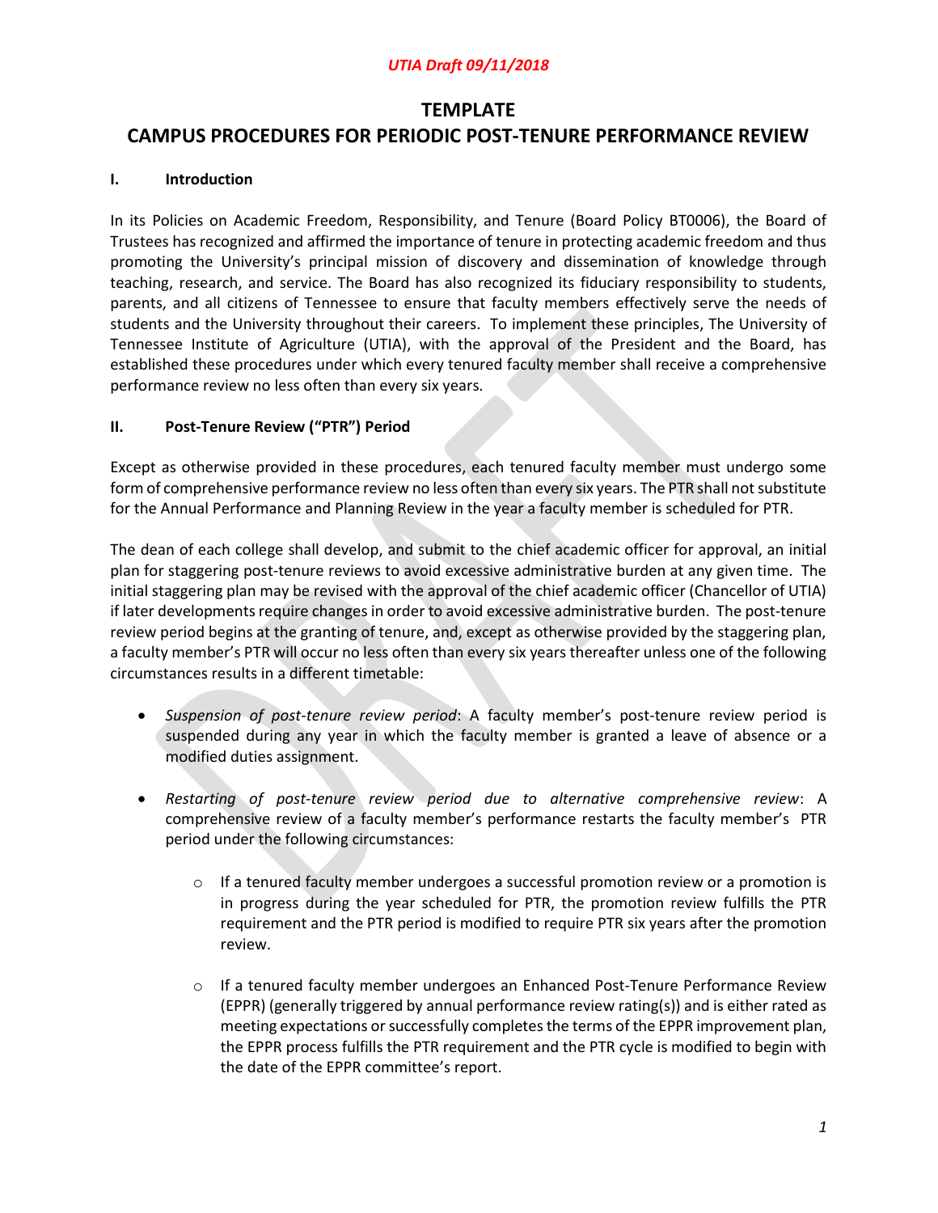*UTIA Draft 09/11/2018*

# TEMPLATE
# CAMPUS PROCEDURES FOR PERIODIC POST-TENURE PERFORMANCE REVIEW

## I. Introduction

In its Policies on Academic Freedom, Responsibility, and Tenure (Board Policy BT0006), the Board of Trustees has recognized and affirmed the importance of tenure in protecting academic freedom and thus promoting the University's principal mission of discovery and dissemination of knowledge through teaching, research, and service. The Board has also recognized its fiduciary responsibility to students, parents, and all citizens of Tennessee to ensure that faculty members effectively serve the needs of students and the University throughout their careers. To implement these principles, The University of Tennessee Institute of Agriculture (UTIA), with the approval of the President and the Board, has established these procedures under which every tenured faculty member shall receive a comprehensive performance review no less often than every six years.

## II. Post-Tenure Review ("PTR") Period

Except as otherwise provided in these procedures, each tenured faculty member must undergo some form of comprehensive performance review no less often than every six years. The PTR shall not substitute for the Annual Performance and Planning Review in the year a faculty member is scheduled for PTR.

The dean of each college shall develop, and submit to the chief academic officer for approval, an initial plan for staggering post-tenure reviews to avoid excessive administrative burden at any given time. The initial staggering plan may be revised with the approval of the chief academic officer (Chancellor of UTIA) if later developments require changes in order to avoid excessive administrative burden. The post-tenure review period begins at the granting of tenure, and, except as otherwise provided by the staggering plan, a faculty member's PTR will occur no less often than every six years thereafter unless one of the following circumstances results in a different timetable:

- *Suspension of post-tenure review period*: A faculty member's post-tenure review period is suspended during any year in which the faculty member is granted a leave of absence or a modified duties assignment.
- *Restarting of post-tenure review period due to alternative comprehensive review*: A comprehensive review of a faculty member's performance restarts the faculty member's PTR period under the following circumstances:
  - If a tenured faculty member undergoes a successful promotion review or a promotion is in progress during the year scheduled for PTR, the promotion review fulfills the PTR requirement and the PTR period is modified to require PTR six years after the promotion review.
  - If a tenured faculty member undergoes an Enhanced Post-Tenure Performance Review (EPPR) (generally triggered by annual performance review rating(s)) and is either rated as meeting expectations or successfully completes the terms of the EPPR improvement plan, the EPPR process fulfills the PTR requirement and the PTR cycle is modified to begin with the date of the EPPR committee's report.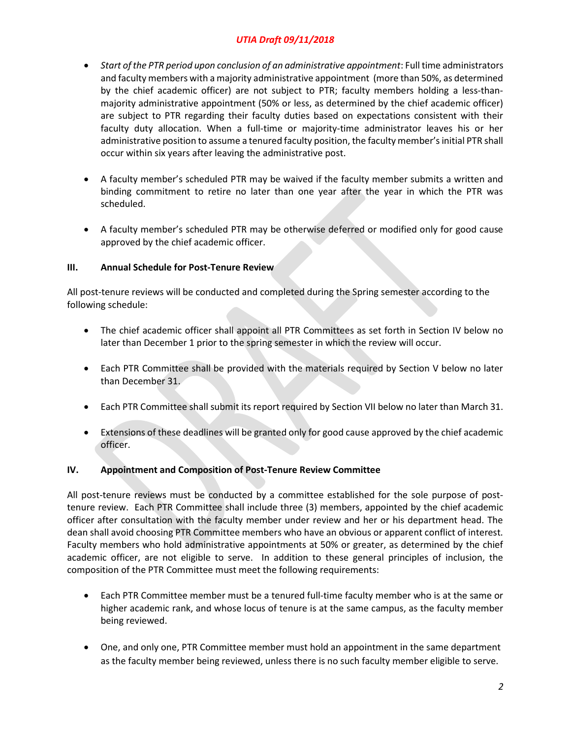- *Start of the PTR period upon conclusion of an administrative appointment*: Full time administrators and faculty members with a majority administrative appointment (more than 50%, as determined by the chief academic officer) are not subject to PTR; faculty members holding a less-than-majority administrative appointment (50% or less, as determined by the chief academic officer) are subject to PTR regarding their faculty duties based on expectations consistent with their faculty duty allocation. When a full-time or majority-time administrator leaves his or her administrative position to assume a tenured faculty position, the faculty member's initial PTR shall occur within six years after leaving the administrative post.

- A faculty member's scheduled PTR may be waived if the faculty member submits a written and binding commitment to retire no later than one year after the year in which the PTR was scheduled.

- A faculty member's scheduled PTR may be otherwise deferred or modified only for good cause approved by the chief academic officer.

## III. Annual Schedule for Post-Tenure Review

All post-tenure reviews will be conducted and completed during the Spring semester according to the following schedule:

- The chief academic officer shall appoint all PTR Committees as set forth in Section IV below no later than December 1 prior to the spring semester in which the review will occur.

- Each PTR Committee shall be provided with the materials required by Section V below no later than December 31.

- Each PTR Committee shall submit its report required by Section VII below no later than March 31.

- Extensions of these deadlines will be granted only for good cause approved by the chief academic officer.

## IV. Appointment and Composition of Post-Tenure Review Committee

All post-tenure reviews must be conducted by a committee established for the sole purpose of post-tenure review. Each PTR Committee shall include three (3) members, appointed by the chief academic officer after consultation with the faculty member under review and her or his department head. The dean shall avoid choosing PTR Committee members who have an obvious or apparent conflict of interest. Faculty members who hold administrative appointments at 50% or greater, as determined by the chief academic officer, are not eligible to serve. In addition to these general principles of inclusion, the composition of the PTR Committee must meet the following requirements:

- Each PTR Committee member must be a tenured full-time faculty member who is at the same or higher academic rank, and whose locus of tenure is at the same campus, as the faculty member being reviewed.

- One, and only one, PTR Committee member must hold an appointment in the same department as the faculty member being reviewed, unless there is no such faculty member eligible to serve.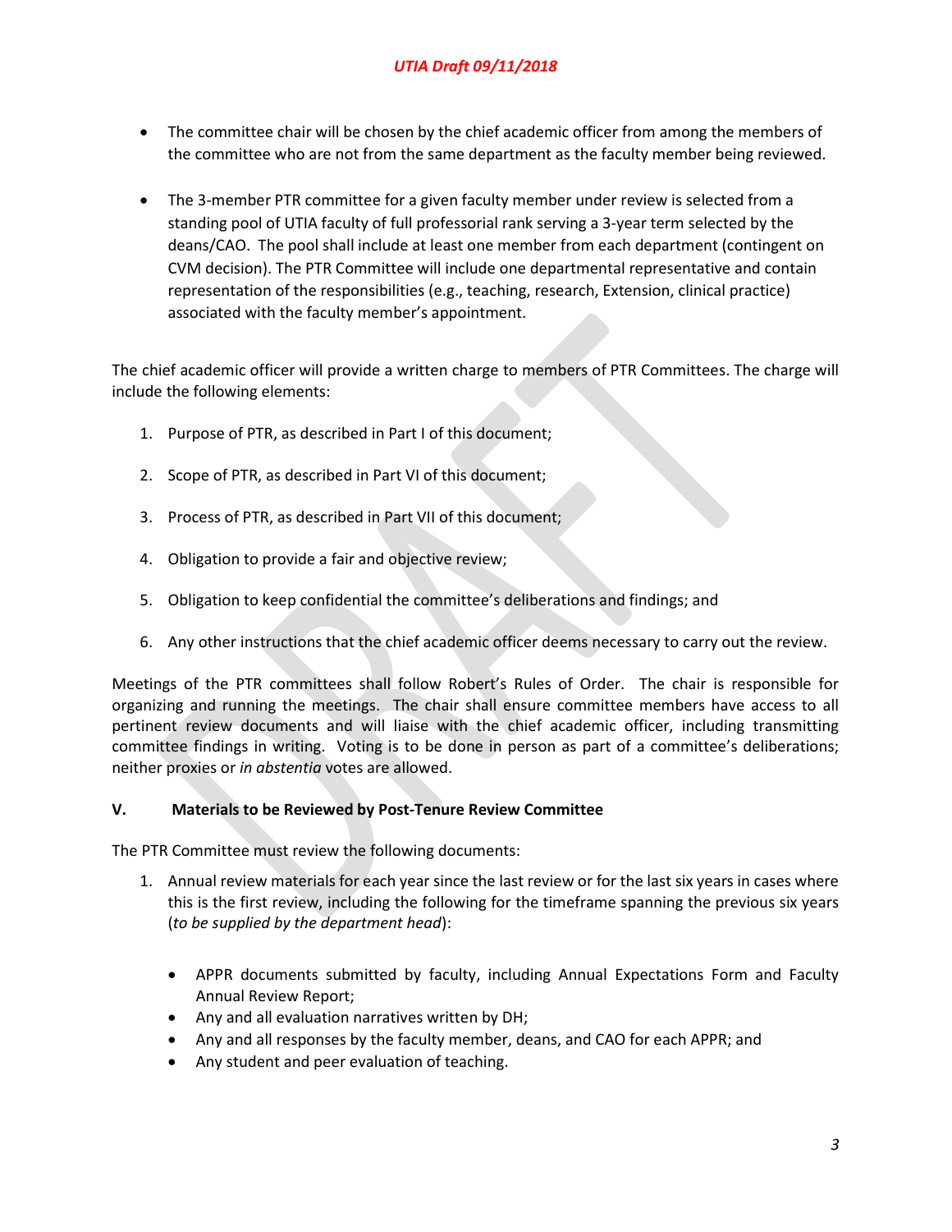- The committee chair will be chosen by the chief academic officer from among the members of the committee who are not from the same department as the faculty member being reviewed.

- The 3-member PTR committee for a given faculty member under review is selected from a standing pool of UTIA faculty of full professorial rank serving a 3-year term selected by the deans/CAO. The pool shall include at least one member from each department (contingent on CVM decision). The PTR Committee will include one departmental representative and contain representation of the responsibilities (e.g., teaching, research, Extension, clinical practice) associated with the faculty member's appointment.

The chief academic officer will provide a written charge to members of PTR Committees. The charge will include the following elements:

1. Purpose of PTR, as described in Part I of this document;
2. Scope of PTR, as described in Part VI of this document;
3. Process of PTR, as described in Part VII of this document;
4. Obligation to provide a fair and objective review;
5. Obligation to keep confidential the committee's deliberations and findings; and
6. Any other instructions that the chief academic officer deems necessary to carry out the review.

Meetings of the PTR committees shall follow Robert's Rules of Order. The chair is responsible for organizing and running the meetings. The chair shall ensure committee members have access to all pertinent review documents and will liaise with the chief academic officer, including transmitting committee findings in writing. Voting is to be done in person as part of a committee's deliberations; neither proxies or *in abstentia* votes are allowed.

## V. Materials to be Reviewed by Post-Tenure Review Committee

The PTR Committee must review the following documents:

1. Annual review materials for each year since the last review or for the last six years in cases where this is the first review, including the following for the timeframe spanning the previous six years (*to be supplied by the department head*):

   - APPR documents submitted by faculty, including Annual Expectations Form and Faculty Annual Review Report;
   - Any and all evaluation narratives written by DH;
   - Any and all responses by the faculty member, deans, and CAO for each APPR; and
   - Any student and peer evaluation of teaching.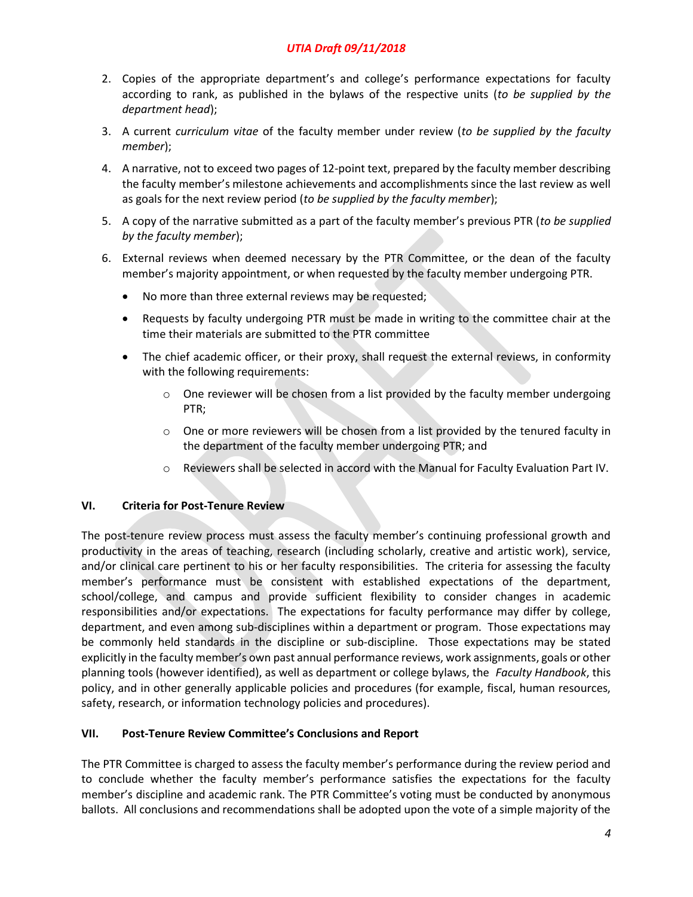2. Copies of the appropriate department's and college's performance expectations for faculty according to rank, as published in the bylaws of the respective units (*to be supplied by the department head*);

3. A current *curriculum vitae* of the faculty member under review (*to be supplied by the faculty member*);

4. A narrative, not to exceed two pages of 12-point text, prepared by the faculty member describing the faculty member's milestone achievements and accomplishments since the last review as well as goals for the next review period (*to be supplied by the faculty member*);

5. A copy of the narrative submitted as a part of the faculty member's previous PTR (*to be supplied by the faculty member*);

6. External reviews when deemed necessary by the PTR Committee, or the dean of the faculty member's majority appointment, or when requested by the faculty member undergoing PTR.
   - No more than three external reviews may be requested;
   - Requests by faculty undergoing PTR must be made in writing to the committee chair at the time their materials are submitted to the PTR committee
   - The chief academic officer, or their proxy, shall request the external reviews, in conformity with the following requirements:
     - One reviewer will be chosen from a list provided by the faculty member undergoing PTR;
     - One or more reviewers will be chosen from a list provided by the tenured faculty in the department of the faculty member undergoing PTR; and
     - Reviewers shall be selected in accord with the Manual for Faculty Evaluation Part IV.

## VI. Criteria for Post-Tenure Review

The post-tenure review process must assess the faculty member's continuing professional growth and productivity in the areas of teaching, research (including scholarly, creative and artistic work), service, and/or clinical care pertinent to his or her faculty responsibilities. The criteria for assessing the faculty member's performance must be consistent with established expectations of the department, school/college, and campus and provide sufficient flexibility to consider changes in academic responsibilities and/or expectations. The expectations for faculty performance may differ by college, department, and even among sub-disciplines within a department or program. Those expectations may be commonly held standards in the discipline or sub-discipline. Those expectations may be stated explicitly in the faculty member's own past annual performance reviews, work assignments, goals or other planning tools (however identified), as well as department or college bylaws, the *Faculty Handbook*, this policy, and in other generally applicable policies and procedures (for example, fiscal, human resources, safety, research, or information technology policies and procedures).

## VII. Post-Tenure Review Committee's Conclusions and Report

The PTR Committee is charged to assess the faculty member's performance during the review period and to conclude whether the faculty member's performance satisfies the expectations for the faculty member's discipline and academic rank. The PTR Committee's voting must be conducted by anonymous ballots. All conclusions and recommendations shall be adopted upon the vote of a simple majority of the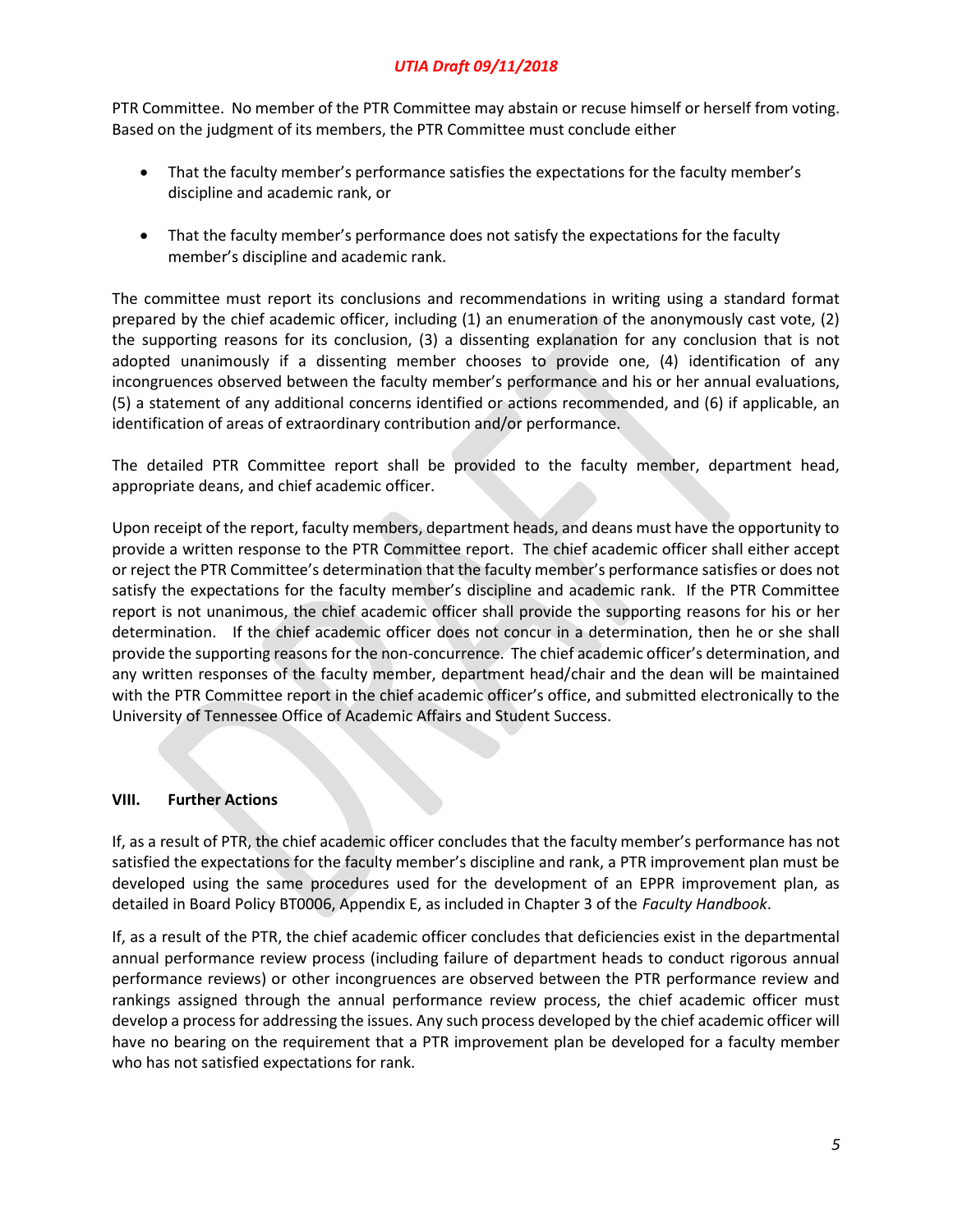PTR Committee. No member of the PTR Committee may abstain or recuse himself or herself from voting. Based on the judgment of its members, the PTR Committee must conclude either

- That the faculty member's performance satisfies the expectations for the faculty member's discipline and academic rank, or
- That the faculty member's performance does not satisfy the expectations for the faculty member's discipline and academic rank.

The committee must report its conclusions and recommendations in writing using a standard format prepared by the chief academic officer, including (1) an enumeration of the anonymously cast vote, (2) the supporting reasons for its conclusion, (3) a dissenting explanation for any conclusion that is not adopted unanimously if a dissenting member chooses to provide one, (4) identification of any incongruences observed between the faculty member's performance and his or her annual evaluations, (5) a statement of any additional concerns identified or actions recommended, and (6) if applicable, an identification of areas of extraordinary contribution and/or performance.

The detailed PTR Committee report shall be provided to the faculty member, department head, appropriate deans, and chief academic officer.

Upon receipt of the report, faculty members, department heads, and deans must have the opportunity to provide a written response to the PTR Committee report. The chief academic officer shall either accept or reject the PTR Committee's determination that the faculty member's performance satisfies or does not satisfy the expectations for the faculty member's discipline and academic rank. If the PTR Committee report is not unanimous, the chief academic officer shall provide the supporting reasons for his or her determination. If the chief academic officer does not concur in a determination, then he or she shall provide the supporting reasons for the non-concurrence. The chief academic officer's determination, and any written responses of the faculty member, department head/chair and the dean will be maintained with the PTR Committee report in the chief academic officer's office, and submitted electronically to the University of Tennessee Office of Academic Affairs and Student Success.

## VIII. Further Actions

If, as a result of PTR, the chief academic officer concludes that the faculty member's performance has not satisfied the expectations for the faculty member's discipline and rank, a PTR improvement plan must be developed using the same procedures used for the development of an EPPR improvement plan, as detailed in Board Policy BT0006, Appendix E, as included in Chapter 3 of the *Faculty Handbook*.

If, as a result of the PTR, the chief academic officer concludes that deficiencies exist in the departmental annual performance review process (including failure of department heads to conduct rigorous annual performance reviews) or other incongruences are observed between the PTR performance review and rankings assigned through the annual performance review process, the chief academic officer must develop a process for addressing the issues. Any such process developed by the chief academic officer will have no bearing on the requirement that a PTR improvement plan be developed for a faculty member who has not satisfied expectations for rank.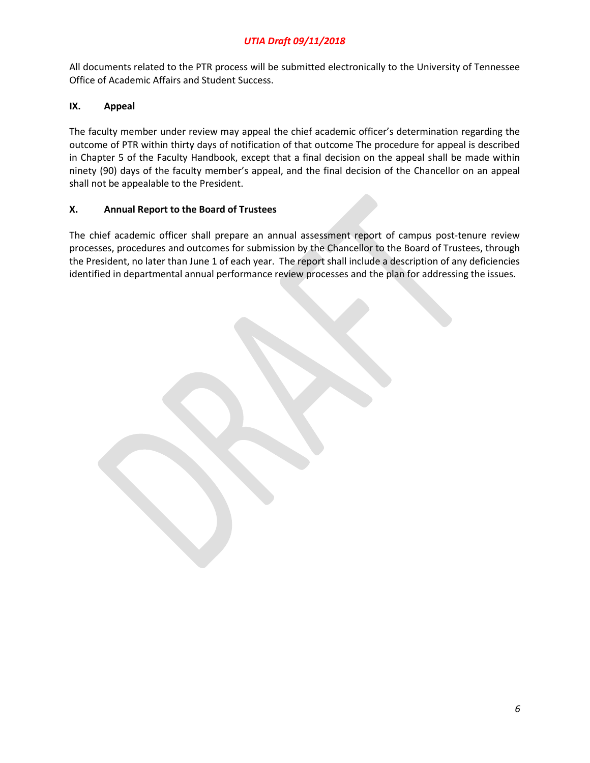All documents related to the PTR process will be submitted electronically to the University of Tennessee Office of Academic Affairs and Student Success.

## IX. Appeal

The faculty member under review may appeal the chief academic officer's determination regarding the outcome of PTR within thirty days of notification of that outcome The procedure for appeal is described in Chapter 5 of the Faculty Handbook, except that a final decision on the appeal shall be made within ninety (90) days of the faculty member's appeal, and the final decision of the Chancellor on an appeal shall not be appealable to the President.

## X. Annual Report to the Board of Trustees

The chief academic officer shall prepare an annual assessment report of campus post-tenure review processes, procedures and outcomes for submission by the Chancellor to the Board of Trustees, through the President, no later than June 1 of each year. The report shall include a description of any deficiencies identified in departmental annual performance review processes and the plan for addressing the issues.